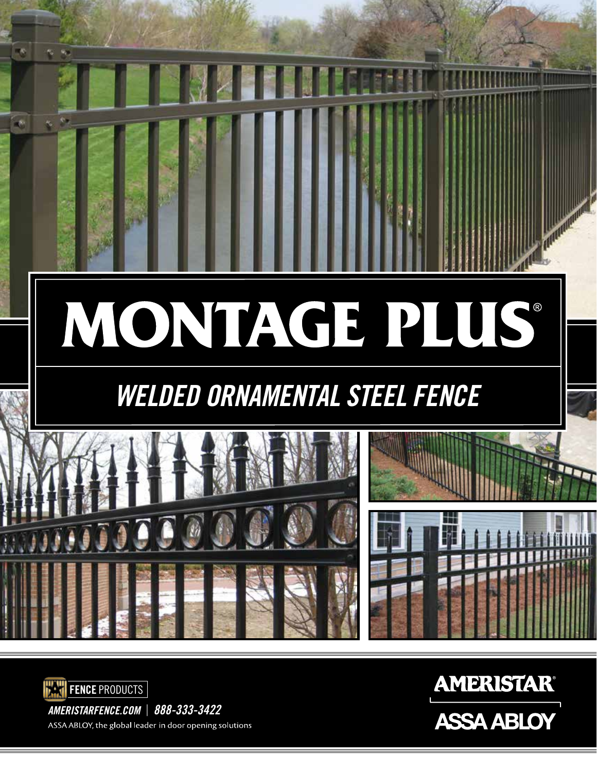# MONTAGE PLUS®

## *WELDED ORNAMENTAL STEEL FENCE*

**FENCE** PRODUCTS

*AMERISTARFENCE.COM* | *888-333-3422*

ASSA ABLOY, the global leader in door opening solutions

**AMERISTAR®**

**ASSA ABLOY**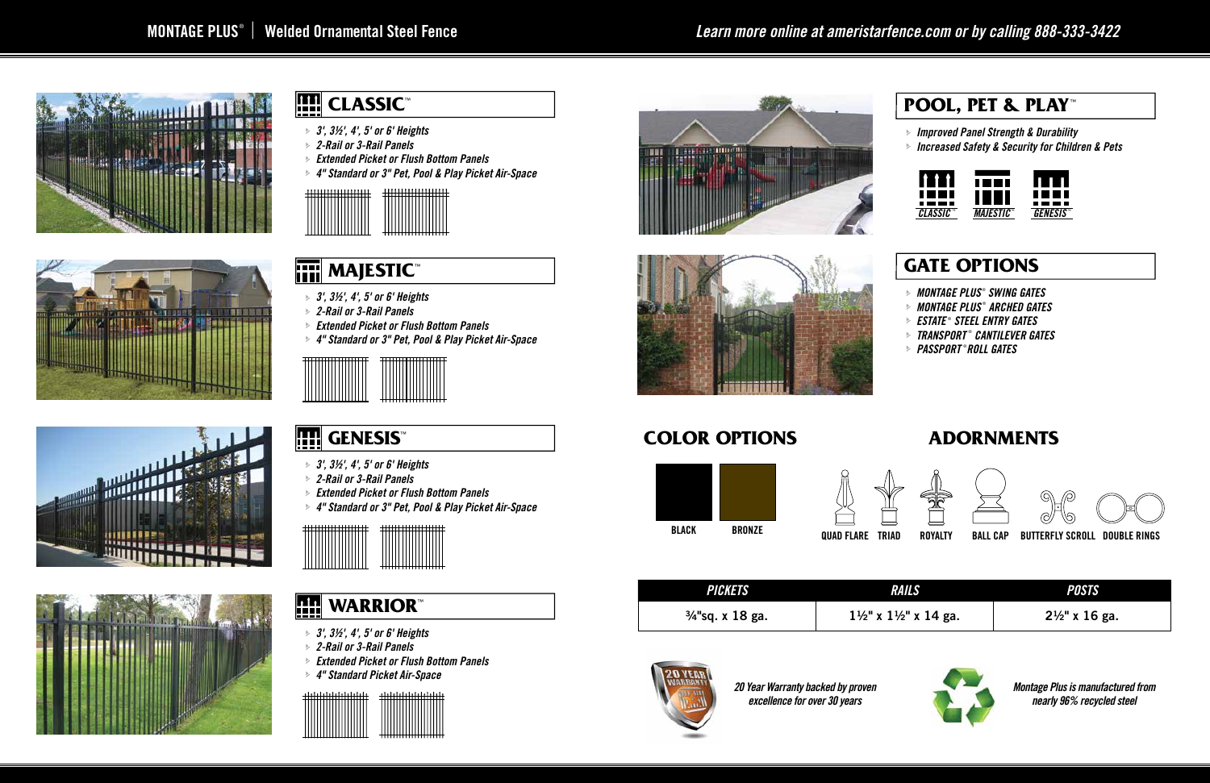# MONTAGE PLUS® | Welded Ornamental Steel Fence

*Learn more online at ameristarfence.com or by calling 888-333-3422*

## CLASSIC™

- *3', 3½', 4', 5' or 6' Heights*
- *2-Rail or 3-Rail Panels*
- *Extended Picket or Flush Bottom Panels*
- *4" Standard or 3" Pet, Pool & Play Picket Air-Space*

## MAJESTIC™

- *3', 3½', 4', 5' or 6' Heights*
- *2-Rail or 3-Rail Panels*
- *Extended Picket or Flush Bottom Panels*
- *4" Standard or 3" Pet, Pool & Play Picket Air-Space*

## GENESIS™

- *3', 3½', 4', 5' or 6' Heights*
- *2-Rail or 3-Rail Panels*
- *Extended Picket or Flush Bottom Panels*
- *4" Standard or 3" Pet, Pool & Play Picket Air-Space*

## WARRIOR™

- *3', 3½', 4', 5' or 6' Heights*
- *2-Rail or 3-Rail Panels*
- *Extended Picket or Flush Bottom Panels*
- *4" Standard Picket Air-Space*

## POOL, PET & PLAY™

- *Improved Panel Strength & Durability*
- *Increased Safety & Security for Children & Pets*

CLASSIC™ MAJESTIC™ GENESIS™

## GATE OPTIONS

- *MONTAGE PLUS® SWING GATES*
- *MONTAGE PLUS® ARCHED GATES*
- *ESTATE® STEEL ENTRY GATES*
- *TRANSPORT® CANTILEVER GATES*
- *PASSPORT® ROLL GATES*

## COLOR OPTIONS

BLACK BRONZE

## ADORNMENTS

QUAD FLARE TRIAD ROYALTY BALL CAP BUTTERFLY SCROLL DOUBLE RINGS

| PICKETS | RAILS | POSTS |
|---|---|---|
| ¾"sq. x 18 ga. | 1½" x 1½" x 14 ga. | 2½" x 16 ga. |

*20 Year Warranty backed by proven excellence for over 30 years*

*Montage Plus is manufactured from nearly 96% recycled steel*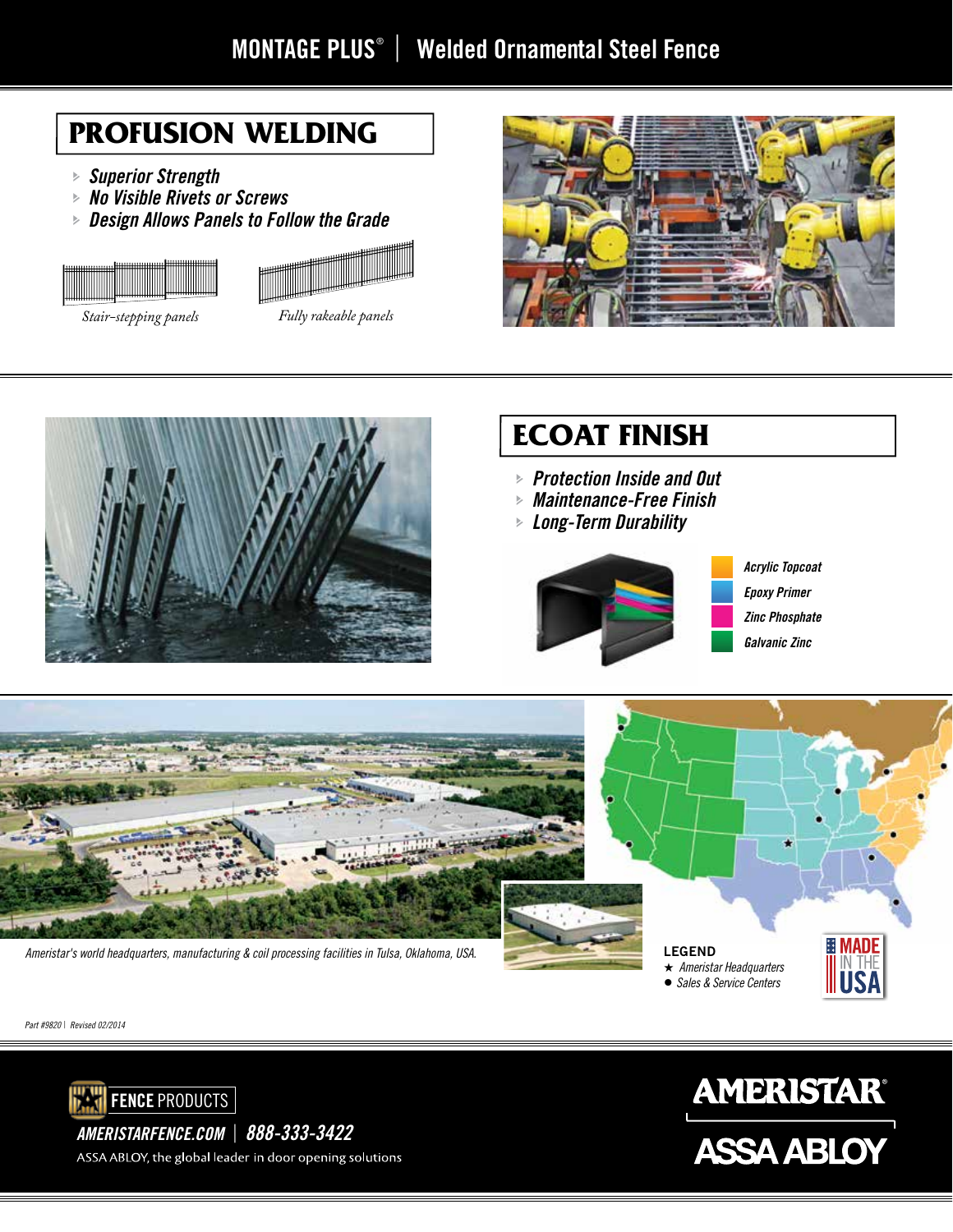# MONTAGE PLUS® | Welded Ornamental Steel Fence

## PROFUSION WELDING

- *Superior Strength*
- *No Visible Rivets or Screws*
- *Design Allows Panels to Follow the Grade*

*Stair-stepping panels*

*Fully rakeable panels*

## ECOAT FINISH

- *Protection Inside and Out*
- *Maintenance-Free Finish*
- *Long-Term Durability*

*Acrylic Topcoat*
*Epoxy Primer*
*Zinc Phosphate*
*Galvanic Zinc*

*Ameristar's world headquarters, manufacturing & coil processing facilities in Tulsa, Oklahoma, USA.*

**LEGEND**
★ *Ameristar Headquarters*
● *Sales & Service Centers*

MADE IN THE USA

*Part #9820 | Revised 02/2014*

FENCE PRODUCTS

*AMERISTARFENCE.COM | 888-333-3422*

ASSA ABLOY, the global leader in door opening solutions

AMERISTAR®
ASSA ABLOY